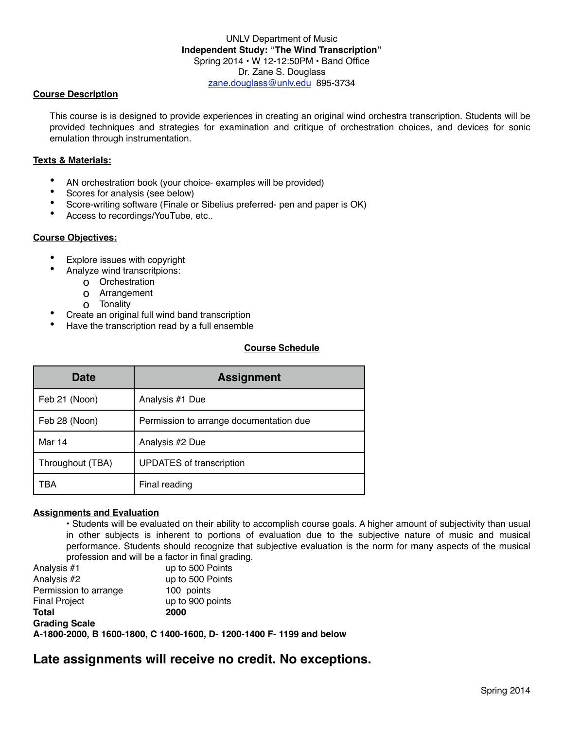UNLV Department of Music

**Independent Study: "The Wind Transcription"**

Spring 2014 • W 12-12:50PM • Band Office

Dr. Zane S. Douglass

zane.douglass@unlv.edu 895-3734

## Course Description

This course is is designed to provide experiences in creating an original wind orchestra transcription. Students will be provided techniques and strategies for examination and critique of orchestration choices, and devices for sonic emulation through instrumentation.

## Texts & Materials:

- AN orchestration book (your choice- examples will be provided)
- Scores for analysis (see below)
- Score-writing software (Finale or Sibelius preferred- pen and paper is OK)
- Access to recordings/YouTube, etc..

## Course Objectives:

- Explore issues with copyright
- Analyze wind transcritpions:
  - Orchestration
  - Arrangement
  - Tonality
- Create an original full wind band transcription
- Have the transcription read by a full ensemble

## Course Schedule

| Date | Assignment |
|---|---|
| Feb 21 (Noon) | Analysis #1 Due |
| Feb 28 (Noon) | Permission to arrange documentation due |
| Mar 14 | Analysis #2 Due |
| Throughout (TBA) | UPDATES of transcription |
| TBA | Final reading |

## Assignments and Evaluation

• Students will be evaluated on their ability to accomplish course goals. A higher amount of subjectivity than usual in other subjects is inherent to portions of evaluation due to the subjective nature of music and musical performance. Students should recognize that subjective evaluation is the norm for many aspects of the musical profession and will be a factor in final grading.

| | |
|---|---|
| Analysis #1 | up to 500 Points |
| Analysis #2 | up to 500 Points |
| Permission to arrange | 100 points |
| Final Project | up to 900 points |
| **Total** | **2000** |

**Grading Scale**

**A-1800-2000, B 1600-1800, C 1400-1600, D- 1200-1400 F- 1199 and below**

## Late assignments will receive no credit. No exceptions.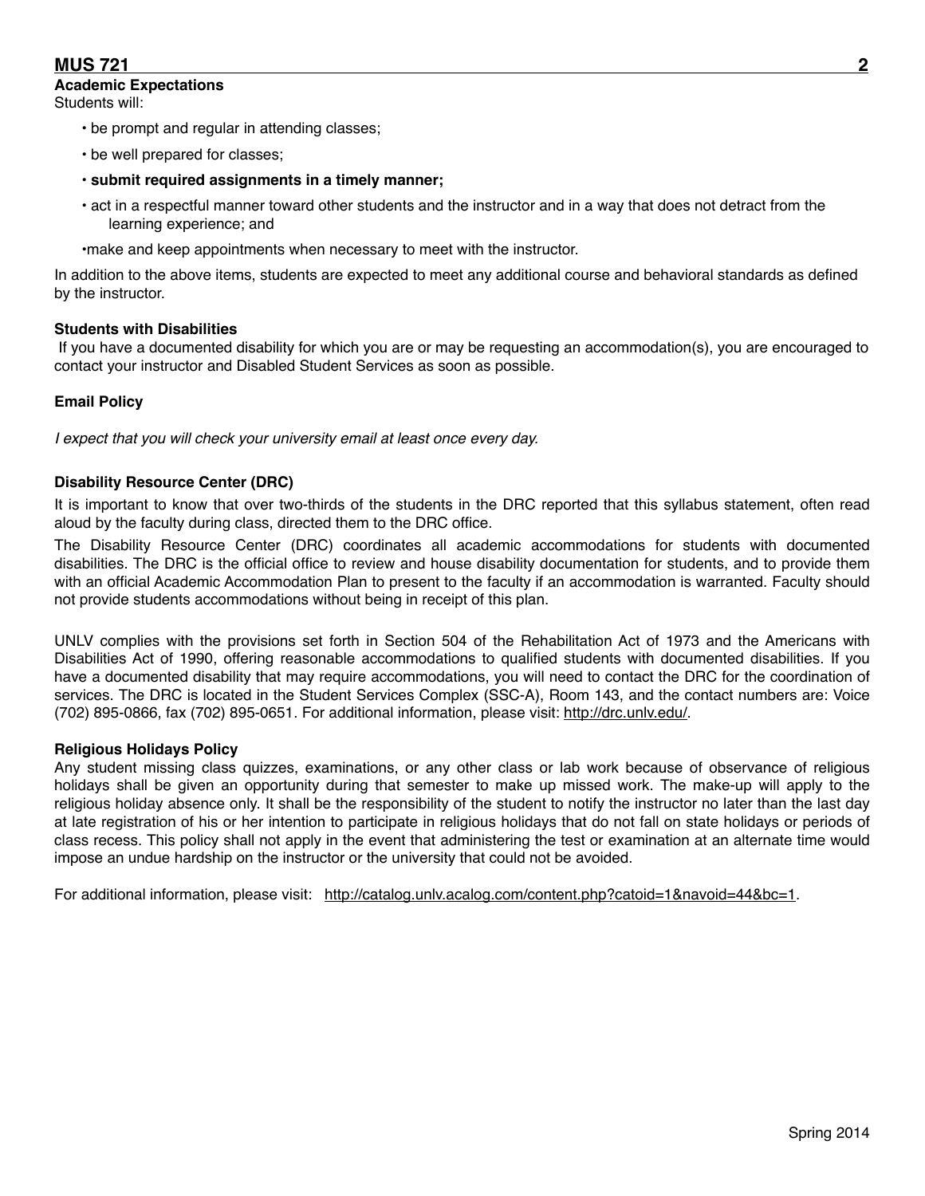### Academic Expectations

Students will:

- be prompt and regular in attending classes;
- be well prepared for classes;
- **submit required assignments in a timely manner;**
- act in a respectful manner toward other students and the instructor and in a way that does not detract from the learning experience; and
- make and keep appointments when necessary to meet with the instructor.

In addition to the above items, students are expected to meet any additional course and behavioral standards as defined by the instructor.

### Students with Disabilities

If you have a documented disability for which you are or may be requesting an accommodation(s), you are encouraged to contact your instructor and Disabled Student Services as soon as possible.

### Email Policy

*I expect that you will check your university email at least once every day.*

### Disability Resource Center (DRC)

It is important to know that over two-thirds of the students in the DRC reported that this syllabus statement, often read aloud by the faculty during class, directed them to the DRC office.

The Disability Resource Center (DRC) coordinates all academic accommodations for students with documented disabilities. The DRC is the official office to review and house disability documentation for students, and to provide them with an official Academic Accommodation Plan to present to the faculty if an accommodation is warranted. Faculty should not provide students accommodations without being in receipt of this plan.

UNLV complies with the provisions set forth in Section 504 of the Rehabilitation Act of 1973 and the Americans with Disabilities Act of 1990, offering reasonable accommodations to qualified students with documented disabilities. If you have a documented disability that may require accommodations, you will need to contact the DRC for the coordination of services. The DRC is located in the Student Services Complex (SSC-A), Room 143, and the contact numbers are: Voice (702) 895-0866, fax (702) 895-0651. For additional information, please visit: http://drc.unlv.edu/.

### Religious Holidays Policy

Any student missing class quizzes, examinations, or any other class or lab work because of observance of religious holidays shall be given an opportunity during that semester to make up missed work. The make-up will apply to the religious holiday absence only. It shall be the responsibility of the student to notify the instructor no later than the last day at late registration of his or her intention to participate in religious holidays that do not fall on state holidays or periods of class recess. This policy shall not apply in the event that administering the test or examination at an alternate time would impose an undue hardship on the instructor or the university that could not be avoided.

For additional information, please visit: http://catalog.unlv.acalog.com/content.php?catoid=1&navoid=44&bc=1.